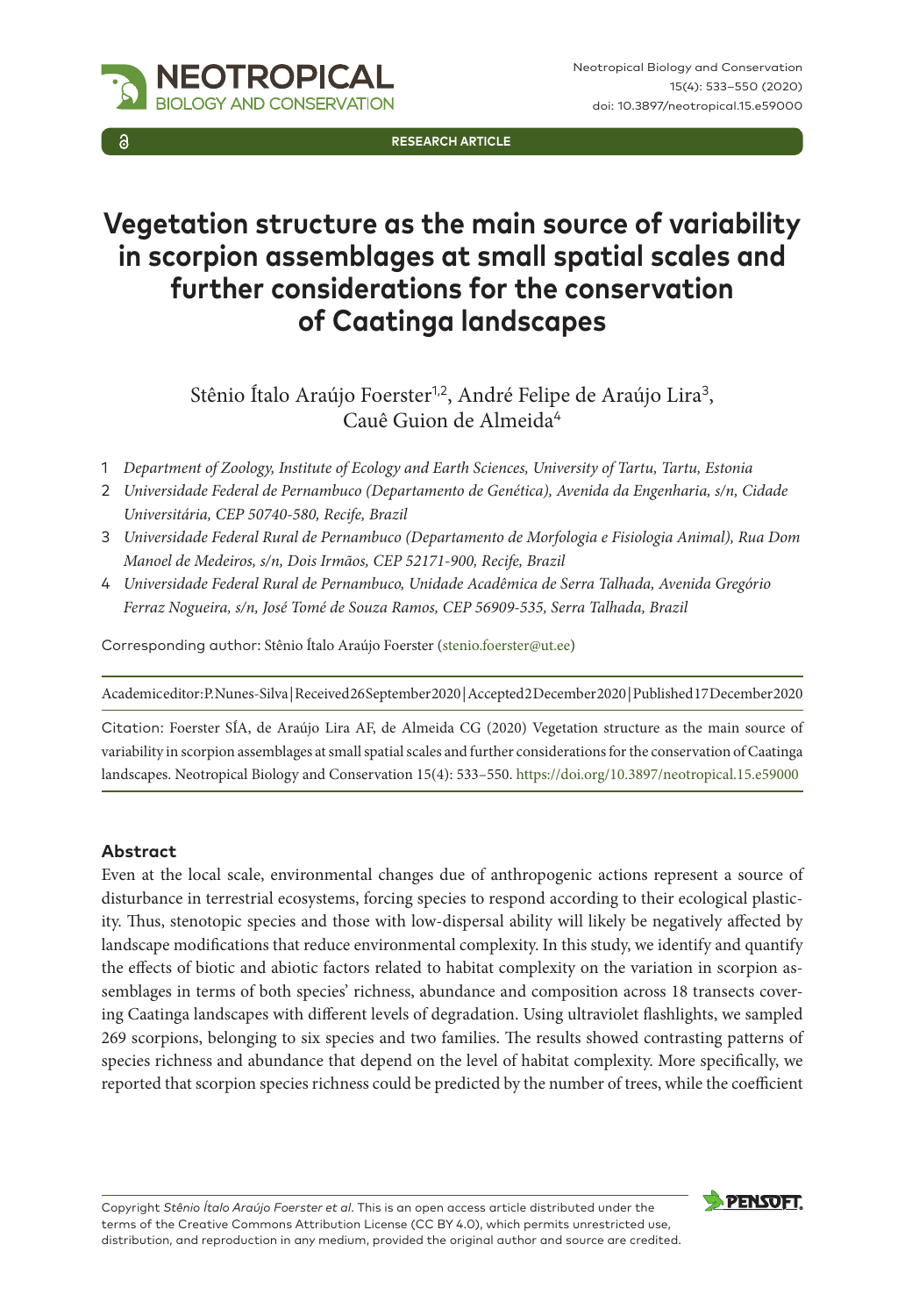RESEARCH ARTICLE

# Vegetation structure as the main source of variability in scorpion assemblages at small spatial scales and further considerations for the conservation of Caatinga landscapes

Stênio Ítalo Araújo Foerster[1,2], André Felipe de Araújo Lira[3], Cauê Guion de Almeida[4]

1 *Department of Zoology, Institute of Ecology and Earth Sciences, University of Tartu, Tartu, Estonia*
2 *Universidade Federal de Pernambuco (Departamento de Genética), Avenida da Engenharia, s/n, Cidade Universitária, CEP 50740-580, Recife, Brazil*
3 *Universidade Federal Rural de Pernambuco (Departamento de Morfologia e Fisiologia Animal), Rua Dom Manoel de Medeiros, s/n, Dois Irmãos, CEP 52171-900, Recife, Brazil*
4 *Universidade Federal Rural de Pernambuco, Unidade Acadêmica de Serra Talhada, Avenida Gregório Ferraz Nogueira, s/n, José Tomé de Souza Ramos, CEP 56909-535, Serra Talhada, Brazil*

Corresponding author: Stênio Ítalo Araújo Foerster (stenio.foerster@ut.ee)

Academic editor: P. Nunes-Silva | Received 26 September 2020 | Accepted 2 December 2020 | Published 17 December 2020

Citation: Foerster SÍA, de Araújo Lira AF, de Almeida CG (2020) Vegetation structure as the main source of variability in scorpion assemblages at small spatial scales and further considerations for the conservation of Caatinga landscapes. Neotropical Biology and Conservation 15(4): 533–550. https://doi.org/10.3897/neotropical.15.e59000

### Abstract

Even at the local scale, environmental changes due of anthropogenic actions represent a source of disturbance in terrestrial ecosystems, forcing species to respond according to their ecological plasticity. Thus, stenotopic species and those with low-dispersal ability will likely be negatively affected by landscape modifications that reduce environmental complexity. In this study, we identify and quantify the effects of biotic and abiotic factors related to habitat complexity on the variation in scorpion assemblages in terms of both species' richness, abundance and composition across 18 transects covering Caatinga landscapes with different levels of degradation. Using ultraviolet flashlights, we sampled 269 scorpions, belonging to six species and two families. The results showed contrasting patterns of species richness and abundance that depend on the level of habitat complexity. More specifically, we reported that scorpion species richness could be predicted by the number of trees, while the coefficient

Copyright *Stênio Ítalo Araújo Foerster et al*. This is an open access article distributed under the terms of the Creative Commons Attribution License (CC BY 4.0), which permits unrestricted use, distribution, and reproduction in any medium, provided the original author and source are credited.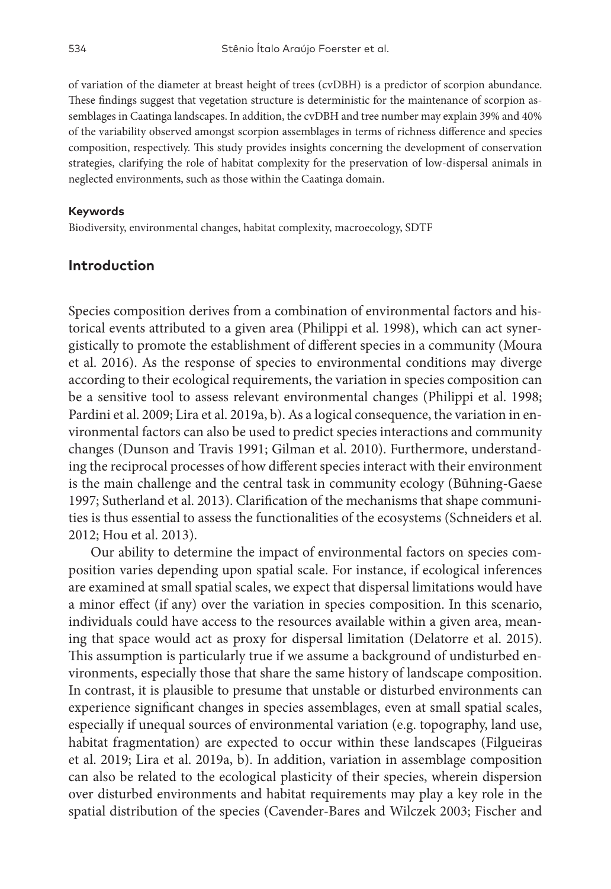of variation of the diameter at breast height of trees (cvDBH) is a predictor of scorpion abundance. These findings suggest that vegetation structure is deterministic for the maintenance of scorpion assemblages in Caatinga landscapes. In addition, the cvDBH and tree number may explain 39% and 40% of the variability observed amongst scorpion assemblages in terms of richness difference and species composition, respectively. This study provides insights concerning the development of conservation strategies, clarifying the role of habitat complexity for the preservation of low-dispersal animals in neglected environments, such as those within the Caatinga domain.

#### Keywords

Biodiversity, environmental changes, habitat complexity, macroecology, SDTF

## Introduction

Species composition derives from a combination of environmental factors and historical events attributed to a given area (Philippi et al. 1998), which can act synergistically to promote the establishment of different species in a community (Moura et al. 2016). As the response of species to environmental conditions may diverge according to their ecological requirements, the variation in species composition can be a sensitive tool to assess relevant environmental changes (Philippi et al. 1998; Pardini et al. 2009; Lira et al. 2019a, b). As a logical consequence, the variation in environmental factors can also be used to predict species interactions and community changes (Dunson and Travis 1991; Gilman et al. 2010). Furthermore, understanding the reciprocal processes of how different species interact with their environment is the main challenge and the central task in community ecology (Būhning-Gaese 1997; Sutherland et al. 2013). Clarification of the mechanisms that shape communities is thus essential to assess the functionalities of the ecosystems (Schneiders et al. 2012; Hou et al. 2013).

Our ability to determine the impact of environmental factors on species composition varies depending upon spatial scale. For instance, if ecological inferences are examined at small spatial scales, we expect that dispersal limitations would have a minor effect (if any) over the variation in species composition. In this scenario, individuals could have access to the resources available within a given area, meaning that space would act as proxy for dispersal limitation (Delatorre et al. 2015). This assumption is particularly true if we assume a background of undisturbed environments, especially those that share the same history of landscape composition. In contrast, it is plausible to presume that unstable or disturbed environments can experience significant changes in species assemblages, even at small spatial scales, especially if unequal sources of environmental variation (e.g. topography, land use, habitat fragmentation) are expected to occur within these landscapes (Filgueiras et al. 2019; Lira et al. 2019a, b). In addition, variation in assemblage composition can also be related to the ecological plasticity of their species, wherein dispersion over disturbed environments and habitat requirements may play a key role in the spatial distribution of the species (Cavender-Bares and Wilczek 2003; Fischer and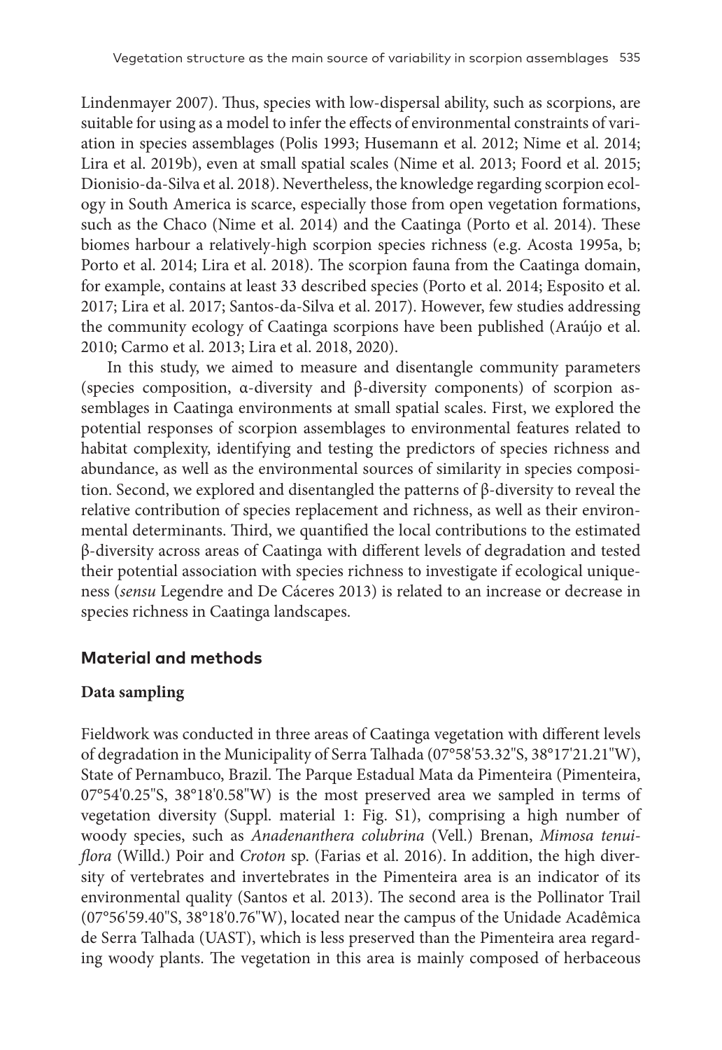Lindenmayer 2007). Thus, species with low-dispersal ability, such as scorpions, are suitable for using as a model to infer the effects of environmental constraints of variation in species assemblages (Polis 1993; Husemann et al. 2012; Nime et al. 2014; Lira et al. 2019b), even at small spatial scales (Nime et al. 2013; Foord et al. 2015; Dionisio-da-Silva et al. 2018). Nevertheless, the knowledge regarding scorpion ecology in South America is scarce, especially those from open vegetation formations, such as the Chaco (Nime et al. 2014) and the Caatinga (Porto et al. 2014). These biomes harbour a relatively-high scorpion species richness (e.g. Acosta 1995a, b; Porto et al. 2014; Lira et al. 2018). The scorpion fauna from the Caatinga domain, for example, contains at least 33 described species (Porto et al. 2014; Esposito et al. 2017; Lira et al. 2017; Santos-da-Silva et al. 2017). However, few studies addressing the community ecology of Caatinga scorpions have been published (Araújo et al. 2010; Carmo et al. 2013; Lira et al. 2018, 2020).

In this study, we aimed to measure and disentangle community parameters (species composition, α-diversity and β-diversity components) of scorpion assemblages in Caatinga environments at small spatial scales. First, we explored the potential responses of scorpion assemblages to environmental features related to habitat complexity, identifying and testing the predictors of species richness and abundance, as well as the environmental sources of similarity in species composition. Second, we explored and disentangled the patterns of β-diversity to reveal the relative contribution of species replacement and richness, as well as their environmental determinants. Third, we quantified the local contributions to the estimated β-diversity across areas of Caatinga with different levels of degradation and tested their potential association with species richness to investigate if ecological uniqueness (*sensu* Legendre and De Cáceres 2013) is related to an increase or decrease in species richness in Caatinga landscapes.

## Material and methods

### Data sampling

Fieldwork was conducted in three areas of Caatinga vegetation with different levels of degradation in the Municipality of Serra Talhada (07°58'53.32"S, 38°17'21.21"W), State of Pernambuco, Brazil. The Parque Estadual Mata da Pimenteira (Pimenteira, 07°54'0.25"S, 38°18'0.58"W) is the most preserved area we sampled in terms of vegetation diversity (Suppl. material 1: Fig. S1), comprising a high number of woody species, such as *Anadenanthera colubrina* (Vell.) Brenan, *Mimosa tenuiflora* (Willd.) Poir and *Croton* sp. (Farias et al. 2016). In addition, the high diversity of vertebrates and invertebrates in the Pimenteira area is an indicator of its environmental quality (Santos et al. 2013). The second area is the Pollinator Trail (07°56'59.40"S, 38°18'0.76"W), located near the campus of the Unidade Acadêmica de Serra Talhada (UAST), which is less preserved than the Pimenteira area regarding woody plants. The vegetation in this area is mainly composed of herbaceous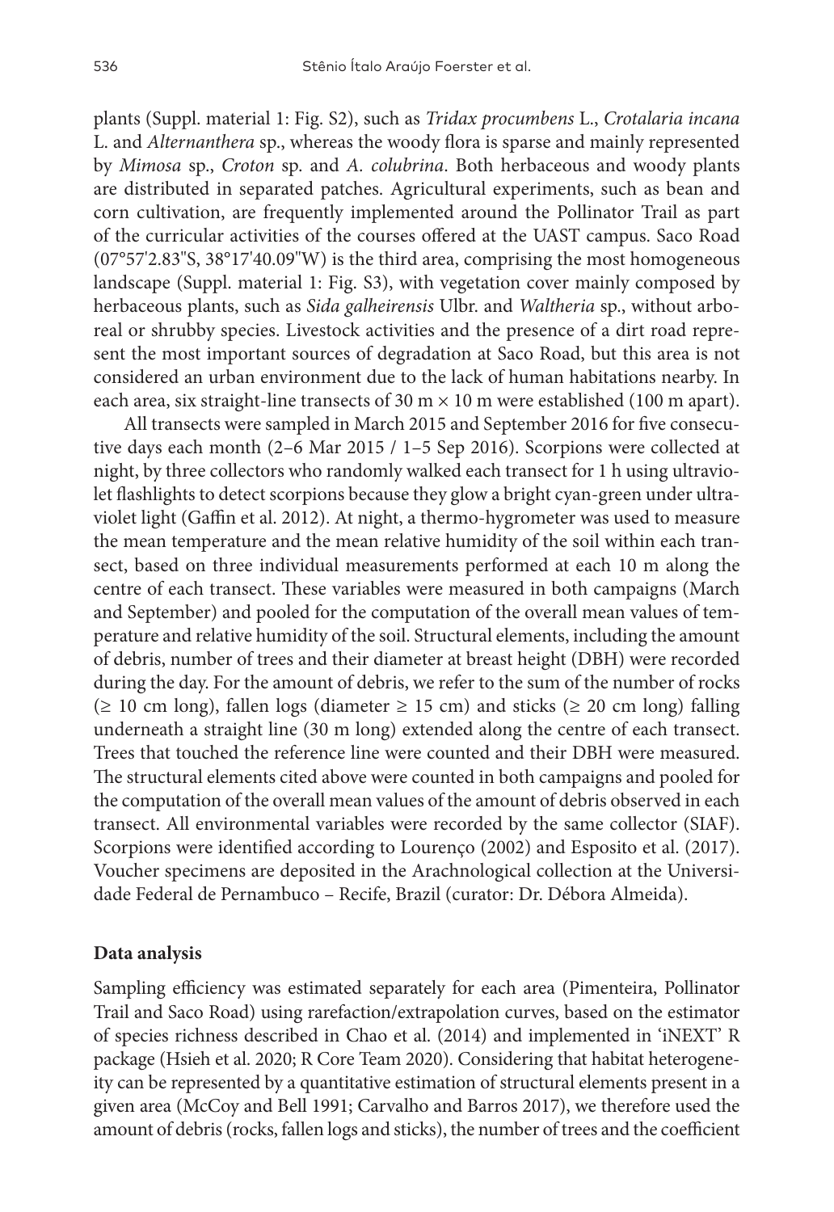plants (Suppl. material 1: Fig. S2), such as *Tridax procumbens* L., *Crotalaria incana* L. and *Alternanthera* sp., whereas the woody flora is sparse and mainly represented by *Mimosa* sp., *Croton* sp. and *A. colubrina*. Both herbaceous and woody plants are distributed in separated patches. Agricultural experiments, such as bean and corn cultivation, are frequently implemented around the Pollinator Trail as part of the curricular activities of the courses offered at the UAST campus. Saco Road (07°57'2.83"S, 38°17'40.09"W) is the third area, comprising the most homogeneous landscape (Suppl. material 1: Fig. S3), with vegetation cover mainly composed by herbaceous plants, such as *Sida galheirensis* Ulbr. and *Waltheria* sp., without arboreal or shrubby species. Livestock activities and the presence of a dirt road represent the most important sources of degradation at Saco Road, but this area is not considered an urban environment due to the lack of human habitations nearby. In each area, six straight-line transects of 30 m × 10 m were established (100 m apart).

All transects were sampled in March 2015 and September 2016 for five consecutive days each month (2–6 Mar 2015 / 1–5 Sep 2016). Scorpions were collected at night, by three collectors who randomly walked each transect for 1 h using ultraviolet flashlights to detect scorpions because they glow a bright cyan-green under ultraviolet light (Gaffin et al. 2012). At night, a thermo-hygrometer was used to measure the mean temperature and the mean relative humidity of the soil within each transect, based on three individual measurements performed at each 10 m along the centre of each transect. These variables were measured in both campaigns (March and September) and pooled for the computation of the overall mean values of temperature and relative humidity of the soil. Structural elements, including the amount of debris, number of trees and their diameter at breast height (DBH) were recorded during the day. For the amount of debris, we refer to the sum of the number of rocks (≥ 10 cm long), fallen logs (diameter ≥ 15 cm) and sticks (≥ 20 cm long) falling underneath a straight line (30 m long) extended along the centre of each transect. Trees that touched the reference line were counted and their DBH were measured. The structural elements cited above were counted in both campaigns and pooled for the computation of the overall mean values of the amount of debris observed in each transect. All environmental variables were recorded by the same collector (SIAF). Scorpions were identified according to Lourenço (2002) and Esposito et al. (2017). Voucher specimens are deposited in the Arachnological collection at the Universidade Federal de Pernambuco – Recife, Brazil (curator: Dr. Débora Almeida).

### Data analysis

Sampling efficiency was estimated separately for each area (Pimenteira, Pollinator Trail and Saco Road) using rarefaction/extrapolation curves, based on the estimator of species richness described in Chao et al. (2014) and implemented in 'iNEXT' R package (Hsieh et al. 2020; R Core Team 2020). Considering that habitat heterogeneity can be represented by a quantitative estimation of structural elements present in a given area (McCoy and Bell 1991; Carvalho and Barros 2017), we therefore used the amount of debris (rocks, fallen logs and sticks), the number of trees and the coefficient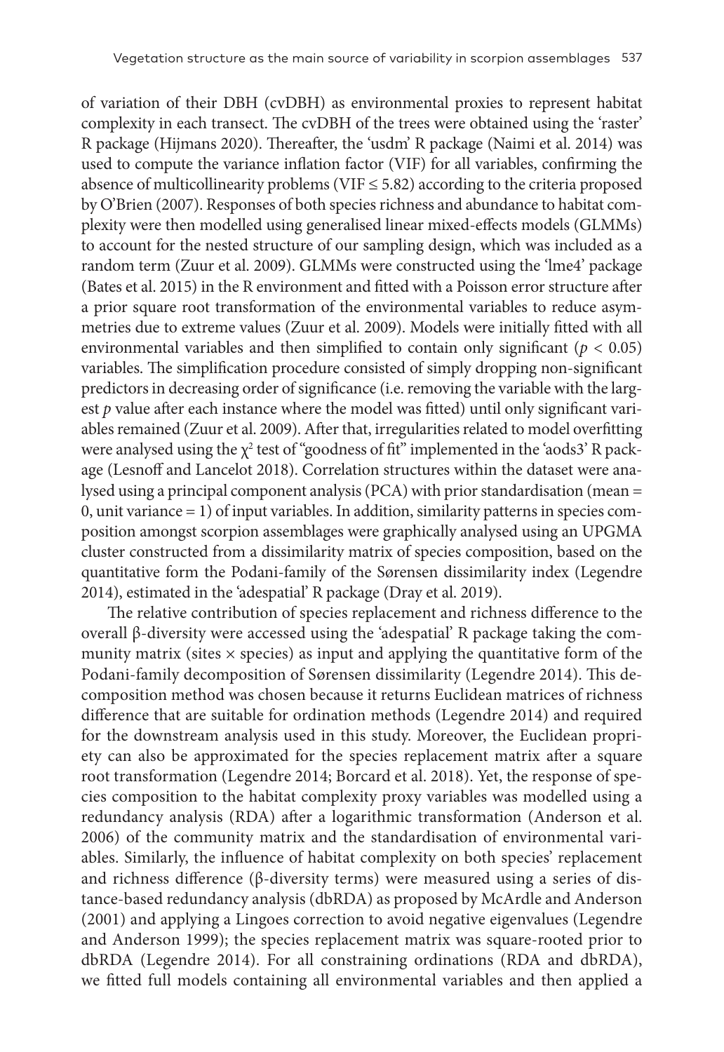of variation of their DBH (cvDBH) as environmental proxies to represent habitat complexity in each transect. The cvDBH of the trees were obtained using the 'raster' R package (Hijmans 2020). Thereafter, the 'usdm' R package (Naimi et al. 2014) was used to compute the variance inflation factor (VIF) for all variables, confirming the absence of multicollinearity problems (VIF ≤ 5.82) according to the criteria proposed by O'Brien (2007). Responses of both species richness and abundance to habitat complexity were then modelled using generalised linear mixed-effects models (GLMMs) to account for the nested structure of our sampling design, which was included as a random term (Zuur et al. 2009). GLMMs were constructed using the 'lme4' package (Bates et al. 2015) in the R environment and fitted with a Poisson error structure after a prior square root transformation of the environmental variables to reduce asymmetries due to extreme values (Zuur et al. 2009). Models were initially fitted with all environmental variables and then simplified to contain only significant ($p < 0.05$) variables. The simplification procedure consisted of simply dropping non-significant predictors in decreasing order of significance (i.e. removing the variable with the largest $p$ value after each instance where the model was fitted) until only significant variables remained (Zuur et al. 2009). After that, irregularities related to model overfitting were analysed using the $\chi^2$ test of "goodness of fit" implemented in the 'aods3' R package (Lesnoff and Lancelot 2018). Correlation structures within the dataset were analysed using a principal component analysis (PCA) with prior standardisation (mean = 0, unit variance = 1) of input variables. In addition, similarity patterns in species composition amongst scorpion assemblages were graphically analysed using an UPGMA cluster constructed from a dissimilarity matrix of species composition, based on the quantitative form the Podani-family of the Sørensen dissimilarity index (Legendre 2014), estimated in the 'adespatial' R package (Dray et al. 2019).

The relative contribution of species replacement and richness difference to the overall β-diversity were accessed using the 'adespatial' R package taking the community matrix (sites × species) as input and applying the quantitative form of the Podani-family decomposition of Sørensen dissimilarity (Legendre 2014). This decomposition method was chosen because it returns Euclidean matrices of richness difference that are suitable for ordination methods (Legendre 2014) and required for the downstream analysis used in this study. Moreover, the Euclidean propriety can also be approximated for the species replacement matrix after a square root transformation (Legendre 2014; Borcard et al. 2018). Yet, the response of species composition to the habitat complexity proxy variables was modelled using a redundancy analysis (RDA) after a logarithmic transformation (Anderson et al. 2006) of the community matrix and the standardisation of environmental variables. Similarly, the influence of habitat complexity on both species' replacement and richness difference (β-diversity terms) were measured using a series of distance-based redundancy analysis (dbRDA) as proposed by McArdle and Anderson (2001) and applying a Lingoes correction to avoid negative eigenvalues (Legendre and Anderson 1999); the species replacement matrix was square-rooted prior to dbRDA (Legendre 2014). For all constraining ordinations (RDA and dbRDA), we fitted full models containing all environmental variables and then applied a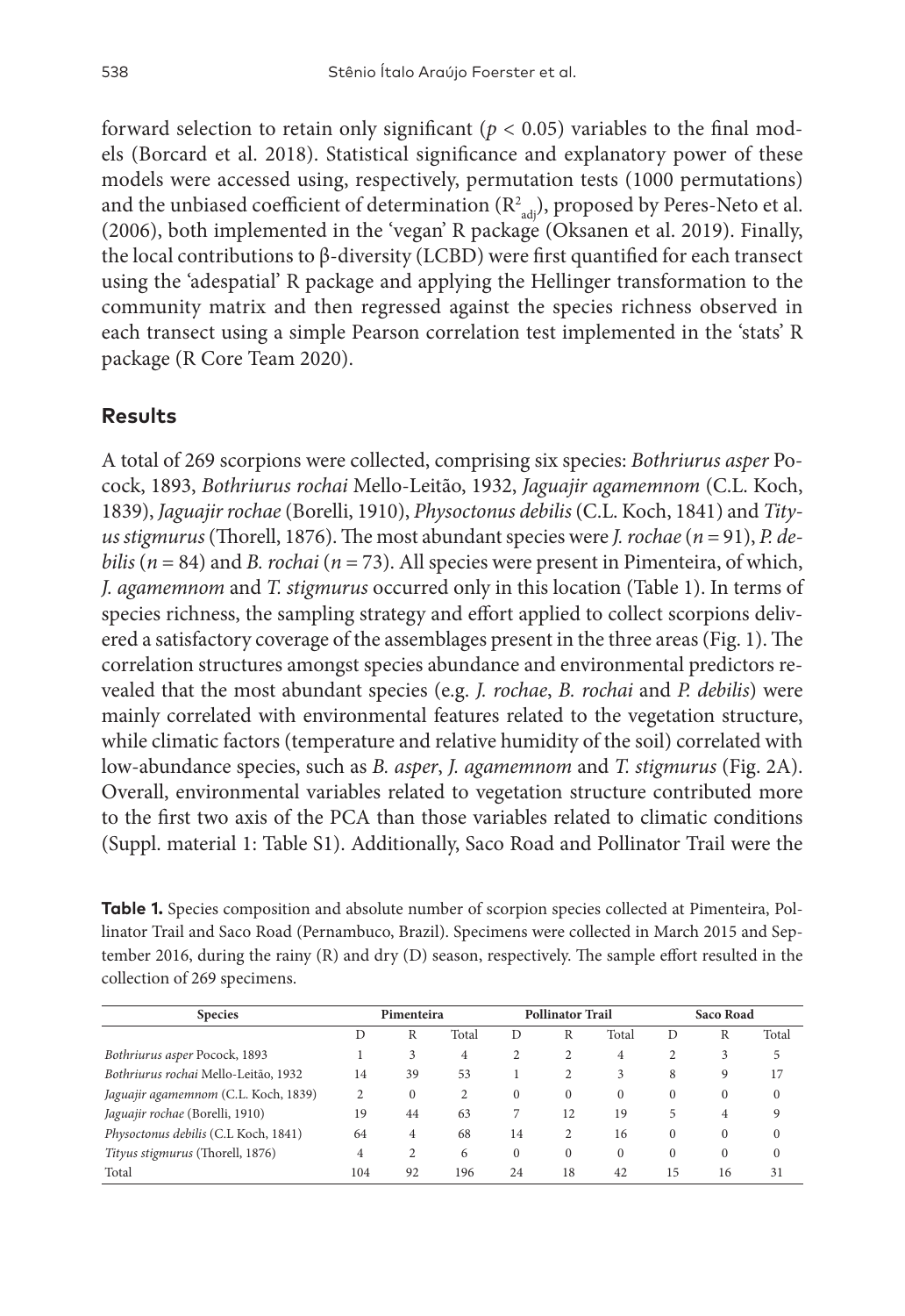forward selection to retain only significant ($p < 0.05$) variables to the final models (Borcard et al. 2018). Statistical significance and explanatory power of these models were accessed using, respectively, permutation tests (1000 permutations) and the unbiased coefficient of determination ($R^2_{adj}$), proposed by Peres-Neto et al. (2006), both implemented in the 'vegan' R package (Oksanen et al. 2019). Finally, the local contributions to β-diversity (LCBD) were first quantified for each transect using the 'adespatial' R package and applying the Hellinger transformation to the community matrix and then regressed against the species richness observed in each transect using a simple Pearson correlation test implemented in the 'stats' R package (R Core Team 2020).

## Results

A total of 269 scorpions were collected, comprising six species: *Bothriurus asper* Pocock, 1893, *Bothriurus rochai* Mello-Leitão, 1932, *Jaguajir agamemnom* (C.L. Koch, 1839), *Jaguajir rochae* (Borelli, 1910), *Physoctonus debilis* (C.L. Koch, 1841) and *Tityus stigmurus* (Thorell, 1876). The most abundant species were *J. rochae* ($n = 91$), *P. debilis* ($n = 84$) and *B. rochai* ($n = 73$). All species were present in Pimenteira, of which, *J. agamemnom* and *T. stigmurus* occurred only in this location (Table 1). In terms of species richness, the sampling strategy and effort applied to collect scorpions delivered a satisfactory coverage of the assemblages present in the three areas (Fig. 1). The correlation structures amongst species abundance and environmental predictors revealed that the most abundant species (e.g. *J. rochae*, *B. rochai* and *P. debilis*) were mainly correlated with environmental features related to the vegetation structure, while climatic factors (temperature and relative humidity of the soil) correlated with low-abundance species, such as *B. asper*, *J. agamemnom* and *T. stigmurus* (Fig. 2A). Overall, environmental variables related to vegetation structure contributed more to the first two axis of the PCA than those variables related to climatic conditions (Suppl. material 1: Table S1). Additionally, Saco Road and Pollinator Trail were the

**Table 1.** Species composition and absolute number of scorpion species collected at Pimenteira, Pollinator Trail and Saco Road (Pernambuco, Brazil). Specimens were collected in March 2015 and September 2016, during the rainy (R) and dry (D) season, respectively. The sample effort resulted in the collection of 269 specimens.

| Species | Pimenteira | | | Pollinator Trail | | | Saco Road | | |
|---|---|---|---|---|---|---|---|---|---|
| | D | R | Total | D | R | Total | D | R | Total |
| *Bothriurus asper* Pocock, 1893 | 1 | 3 | 4 | 2 | 2 | 4 | 2 | 3 | 5 |
| *Bothriurus rochai* Mello-Leitão, 1932 | 14 | 39 | 53 | 1 | 2 | 3 | 8 | 9 | 17 |
| *Jaguajir agamemnom* (C.L. Koch, 1839) | 2 | 0 | 2 | 0 | 0 | 0 | 0 | 0 | 0 |
| *Jaguajir rochae* (Borelli, 1910) | 19 | 44 | 63 | 7 | 12 | 19 | 5 | 4 | 9 |
| *Physoctonus debilis* (C.L Koch, 1841) | 64 | 4 | 68 | 14 | 2 | 16 | 0 | 0 | 0 |
| *Tityus stigmurus* (Thorell, 1876) | 4 | 2 | 6 | 0 | 0 | 0 | 0 | 0 | 0 |
| Total | 104 | 92 | 196 | 24 | 18 | 42 | 15 | 16 | 31 |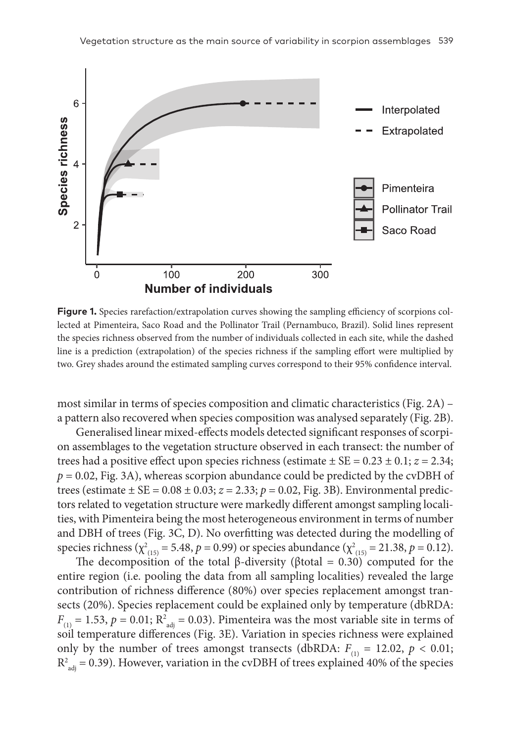**Figure 1.** Species rarefaction/extrapolation curves showing the sampling efficiency of scorpions collected at Pimenteira, Saco Road and the Pollinator Trail (Pernambuco, Brazil). Solid lines represent the species richness observed from the number of individuals collected in each site, while the dashed line is a prediction (extrapolation) of the species richness if the sampling effort were multiplied by two. Grey shades around the estimated sampling curves correspond to their 95% confidence interval.

most similar in terms of species composition and climatic characteristics (Fig. 2A) – a pattern also recovered when species composition was analysed separately (Fig. 2B).

Generalised linear mixed-effects models detected significant responses of scorpion assemblages to the vegetation structure observed in each transect: the number of trees had a positive effect upon species richness (estimate ± SE = 0.23 ± 0.1; $z = 2.34$; $p = 0.02$, Fig. 3A), whereas scorpion abundance could be predicted by the cvDBH of trees (estimate ± SE = 0.08 ± 0.03; $z = 2.33$; $p = 0.02$, Fig. 3B). Environmental predictors related to vegetation structure were markedly different amongst sampling localities, with Pimenteira being the most heterogeneous environment in terms of number and DBH of trees (Fig. 3C, D). No overfitting was detected during the modelling of species richness ($\chi^2_{(15)} = 5.48$, $p = 0.99$) or species abundance ($\chi^2_{(15)} = 21.38$, $p = 0.12$).

The decomposition of the total β-diversity (βtotal = 0.30) computed for the entire region (i.e. pooling the data from all sampling localities) revealed the large contribution of richness difference (80%) over species replacement amongst transects (20%). Species replacement could be explained only by temperature (dbRDA: $F_{(1)} = 1.53$, $p = 0.01$; $R^2_{adj} = 0.03$). Pimenteira was the most variable site in terms of soil temperature differences (Fig. 3E). Variation in species richness were explained only by the number of trees amongst transects (dbRDA: $F_{(1)} = 12.02$, $p < 0.01$; $R^2_{adj} = 0.39$). However, variation in the cvDBH of trees explained 40% of the species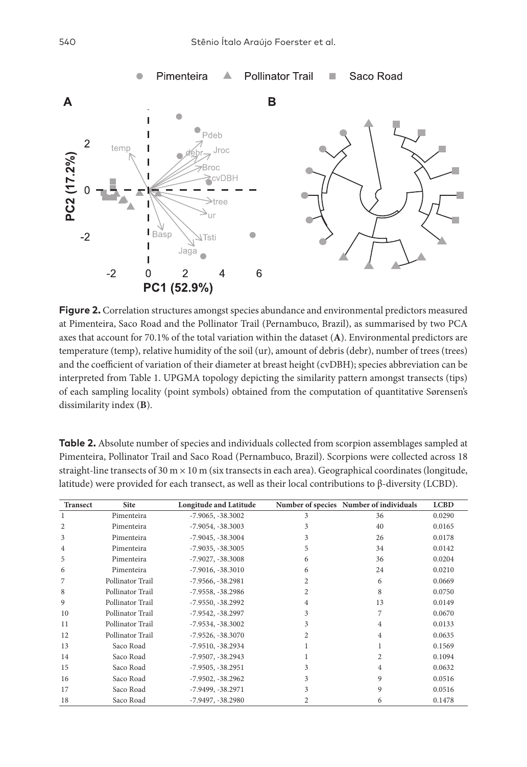**Figure 2.** Correlation structures amongst species abundance and environmental predictors measured at Pimenteira, Saco Road and the Pollinator Trail (Pernambuco, Brazil), as summarised by two PCA axes that account for 70.1% of the total variation within the dataset (**A**). Environmental predictors are temperature (temp), relative humidity of the soil (ur), amount of debris (debr), number of trees (trees) and the coefficient of variation of their diameter at breast height (cvDBH); species abbreviation can be interpreted from Table 1. UPGMA topology depicting the similarity pattern amongst transects (tips) of each sampling locality (point symbols) obtained from the computation of quantitative Sørensen's dissimilarity index (**B**).

**Table 2.** Absolute number of species and individuals collected from scorpion assemblages sampled at Pimenteira, Pollinator Trail and Saco Road (Pernambuco, Brazil). Scorpions were collected across 18 straight-line transects of 30 m × 10 m (six transects in each area). Geographical coordinates (longitude, latitude) were provided for each transect, as well as their local contributions to β-diversity (LCBD).

| Transect | Site | Longitude and Latitude | Number of species | Number of individuals | LCBD |
|---|---|---|---|---|---|
| 1 | Pimenteira | -7.9065, -38.3002 | 3 | 36 | 0.0290 |
| 2 | Pimenteira | -7.9054, -38.3003 | 3 | 40 | 0.0165 |
| 3 | Pimenteira | -7.9045, -38.3004 | 3 | 26 | 0.0178 |
| 4 | Pimenteira | -7.9035, -38.3005 | 5 | 34 | 0.0142 |
| 5 | Pimenteira | -7.9027, -38.3008 | 6 | 36 | 0.0204 |
| 6 | Pimenteira | -7.9016, -38.3010 | 6 | 24 | 0.0210 |
| 7 | Pollinator Trail | -7.9566, -38.2981 | 2 | 6 | 0.0669 |
| 8 | Pollinator Trail | -7.9558, -38.2986 | 2 | 8 | 0.0750 |
| 9 | Pollinator Trail | -7.9550, -38.2992 | 4 | 13 | 0.0149 |
| 10 | Pollinator Trail | -7.9542, -38.2997 | 3 | 7 | 0.0670 |
| 11 | Pollinator Trail | -7.9534, -38.3002 | 3 | 4 | 0.0133 |
| 12 | Pollinator Trail | -7.9526, -38.3070 | 2 | 4 | 0.0635 |
| 13 | Saco Road | -7.9510, -38.2934 | 1 | 1 | 0.1569 |
| 14 | Saco Road | -7.9507, -38.2943 | 1 | 2 | 0.1094 |
| 15 | Saco Road | -7.9505, -38.2951 | 3 | 4 | 0.0632 |
| 16 | Saco Road | -7.9502, -38.2962 | 3 | 9 | 0.0516 |
| 17 | Saco Road | -7.9499, -38.2971 | 3 | 9 | 0.0516 |
| 18 | Saco Road | -7.9497, -38.2980 | 2 | 6 | 0.1478 |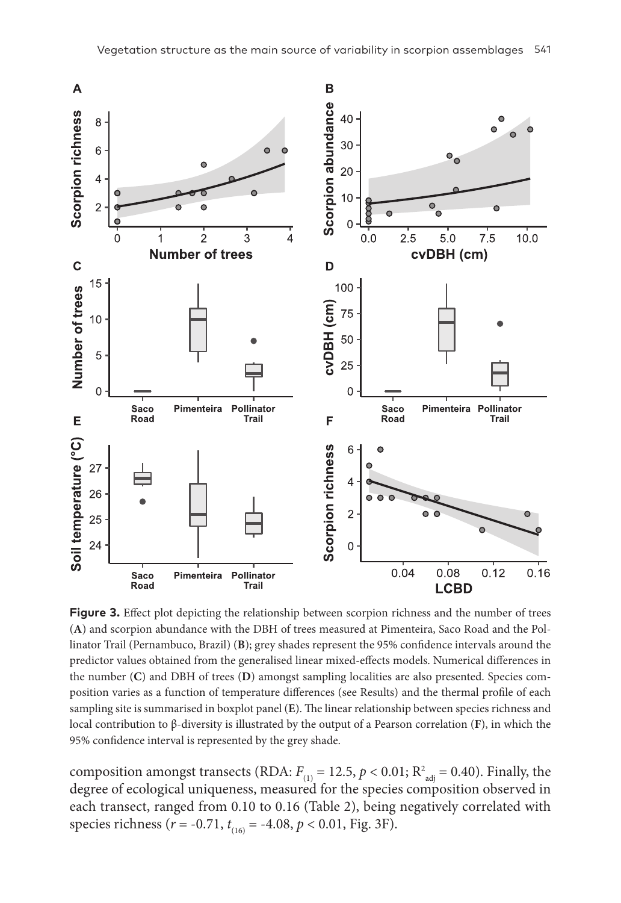**Figure 3.** Effect plot depicting the relationship between scorpion richness and the number of trees (**A**) and scorpion abundance with the DBH of trees measured at Pimenteira, Saco Road and the Pollinator Trail (Pernambuco, Brazil) (**B**); grey shades represent the 95% confidence intervals around the predictor values obtained from the generalised linear mixed-effects models. Numerical differences in the number (**C**) and DBH of trees (**D**) amongst sampling localities are also presented. Species composition varies as a function of temperature differences (see Results) and the thermal profile of each sampling site is summarised in boxplot panel (**E**). The linear relationship between species richness and local contribution to β-diversity is illustrated by the output of a Pearson correlation (**F**), in which the 95% confidence interval is represented by the grey shade.

composition amongst transects (RDA: $F_{(1)} = 12.5$, $p < 0.01$; $R^2_{adj} = 0.40$). Finally, the degree of ecological uniqueness, measured for the species composition observed in each transect, ranged from 0.10 to 0.16 (Table 2), being negatively correlated with species richness ($r = -0.71$, $t_{(16)} = -4.08$, $p < 0.01$, Fig. 3F).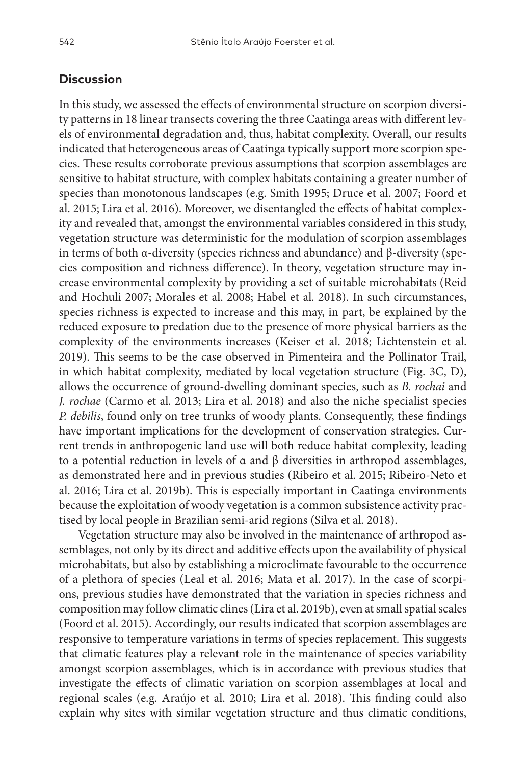## Discussion

In this study, we assessed the effects of environmental structure on scorpion diversity patterns in 18 linear transects covering the three Caatinga areas with different levels of environmental degradation and, thus, habitat complexity. Overall, our results indicated that heterogeneous areas of Caatinga typically support more scorpion species. These results corroborate previous assumptions that scorpion assemblages are sensitive to habitat structure, with complex habitats containing a greater number of species than monotonous landscapes (e.g. Smith 1995; Druce et al. 2007; Foord et al. 2015; Lira et al. 2016). Moreover, we disentangled the effects of habitat complexity and revealed that, amongst the environmental variables considered in this study, vegetation structure was deterministic for the modulation of scorpion assemblages in terms of both α-diversity (species richness and abundance) and β-diversity (species composition and richness difference). In theory, vegetation structure may increase environmental complexity by providing a set of suitable microhabitats (Reid and Hochuli 2007; Morales et al. 2008; Habel et al. 2018). In such circumstances, species richness is expected to increase and this may, in part, be explained by the reduced exposure to predation due to the presence of more physical barriers as the complexity of the environments increases (Keiser et al. 2018; Lichtenstein et al. 2019). This seems to be the case observed in Pimenteira and the Pollinator Trail, in which habitat complexity, mediated by local vegetation structure (Fig. 3C, D), allows the occurrence of ground-dwelling dominant species, such as *B. rochai* and *J. rochae* (Carmo et al. 2013; Lira et al. 2018) and also the niche specialist species *P. debilis*, found only on tree trunks of woody plants. Consequently, these findings have important implications for the development of conservation strategies. Current trends in anthropogenic land use will both reduce habitat complexity, leading to a potential reduction in levels of α and β diversities in arthropod assemblages, as demonstrated here and in previous studies (Ribeiro et al. 2015; Ribeiro-Neto et al. 2016; Lira et al. 2019b). This is especially important in Caatinga environments because the exploitation of woody vegetation is a common subsistence activity practised by local people in Brazilian semi-arid regions (Silva et al. 2018).

Vegetation structure may also be involved in the maintenance of arthropod assemblages, not only by its direct and additive effects upon the availability of physical microhabitats, but also by establishing a microclimate favourable to the occurrence of a plethora of species (Leal et al. 2016; Mata et al. 2017). In the case of scorpions, previous studies have demonstrated that the variation in species richness and composition may follow climatic clines (Lira et al. 2019b), even at small spatial scales (Foord et al. 2015). Accordingly, our results indicated that scorpion assemblages are responsive to temperature variations in terms of species replacement. This suggests that climatic features play a relevant role in the maintenance of species variability amongst scorpion assemblages, which is in accordance with previous studies that investigate the effects of climatic variation on scorpion assemblages at local and regional scales (e.g. Araújo et al. 2010; Lira et al. 2018). This finding could also explain why sites with similar vegetation structure and thus climatic conditions,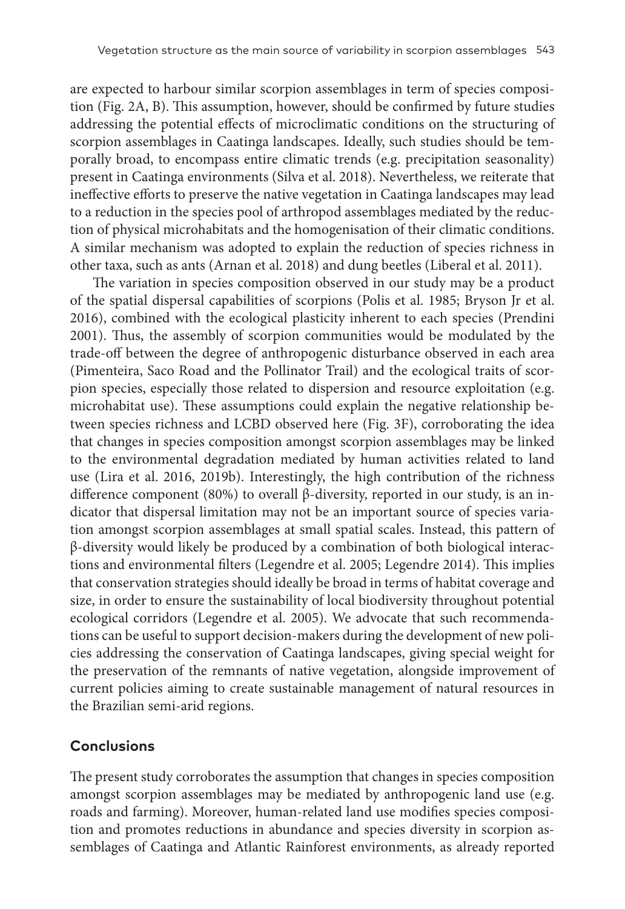are expected to harbour similar scorpion assemblages in term of species composition (Fig. 2A, B). This assumption, however, should be confirmed by future studies addressing the potential effects of microclimatic conditions on the structuring of scorpion assemblages in Caatinga landscapes. Ideally, such studies should be temporally broad, to encompass entire climatic trends (e.g. precipitation seasonality) present in Caatinga environments (Silva et al. 2018). Nevertheless, we reiterate that ineffective efforts to preserve the native vegetation in Caatinga landscapes may lead to a reduction in the species pool of arthropod assemblages mediated by the reduction of physical microhabitats and the homogenisation of their climatic conditions. A similar mechanism was adopted to explain the reduction of species richness in other taxa, such as ants (Arnan et al. 2018) and dung beetles (Liberal et al. 2011).

The variation in species composition observed in our study may be a product of the spatial dispersal capabilities of scorpions (Polis et al. 1985; Bryson Jr et al. 2016), combined with the ecological plasticity inherent to each species (Prendini 2001). Thus, the assembly of scorpion communities would be modulated by the trade-off between the degree of anthropogenic disturbance observed in each area (Pimenteira, Saco Road and the Pollinator Trail) and the ecological traits of scorpion species, especially those related to dispersion and resource exploitation (e.g. microhabitat use). These assumptions could explain the negative relationship between species richness and LCBD observed here (Fig. 3F), corroborating the idea that changes in species composition amongst scorpion assemblages may be linked to the environmental degradation mediated by human activities related to land use (Lira et al. 2016, 2019b). Interestingly, the high contribution of the richness difference component (80%) to overall β-diversity, reported in our study, is an indicator that dispersal limitation may not be an important source of species variation amongst scorpion assemblages at small spatial scales. Instead, this pattern of β-diversity would likely be produced by a combination of both biological interactions and environmental filters (Legendre et al. 2005; Legendre 2014). This implies that conservation strategies should ideally be broad in terms of habitat coverage and size, in order to ensure the sustainability of local biodiversity throughout potential ecological corridors (Legendre et al. 2005). We advocate that such recommendations can be useful to support decision-makers during the development of new policies addressing the conservation of Caatinga landscapes, giving special weight for the preservation of the remnants of native vegetation, alongside improvement of current policies aiming to create sustainable management of natural resources in the Brazilian semi-arid regions.

## Conclusions

The present study corroborates the assumption that changes in species composition amongst scorpion assemblages may be mediated by anthropogenic land use (e.g. roads and farming). Moreover, human-related land use modifies species composition and promotes reductions in abundance and species diversity in scorpion assemblages of Caatinga and Atlantic Rainforest environments, as already reported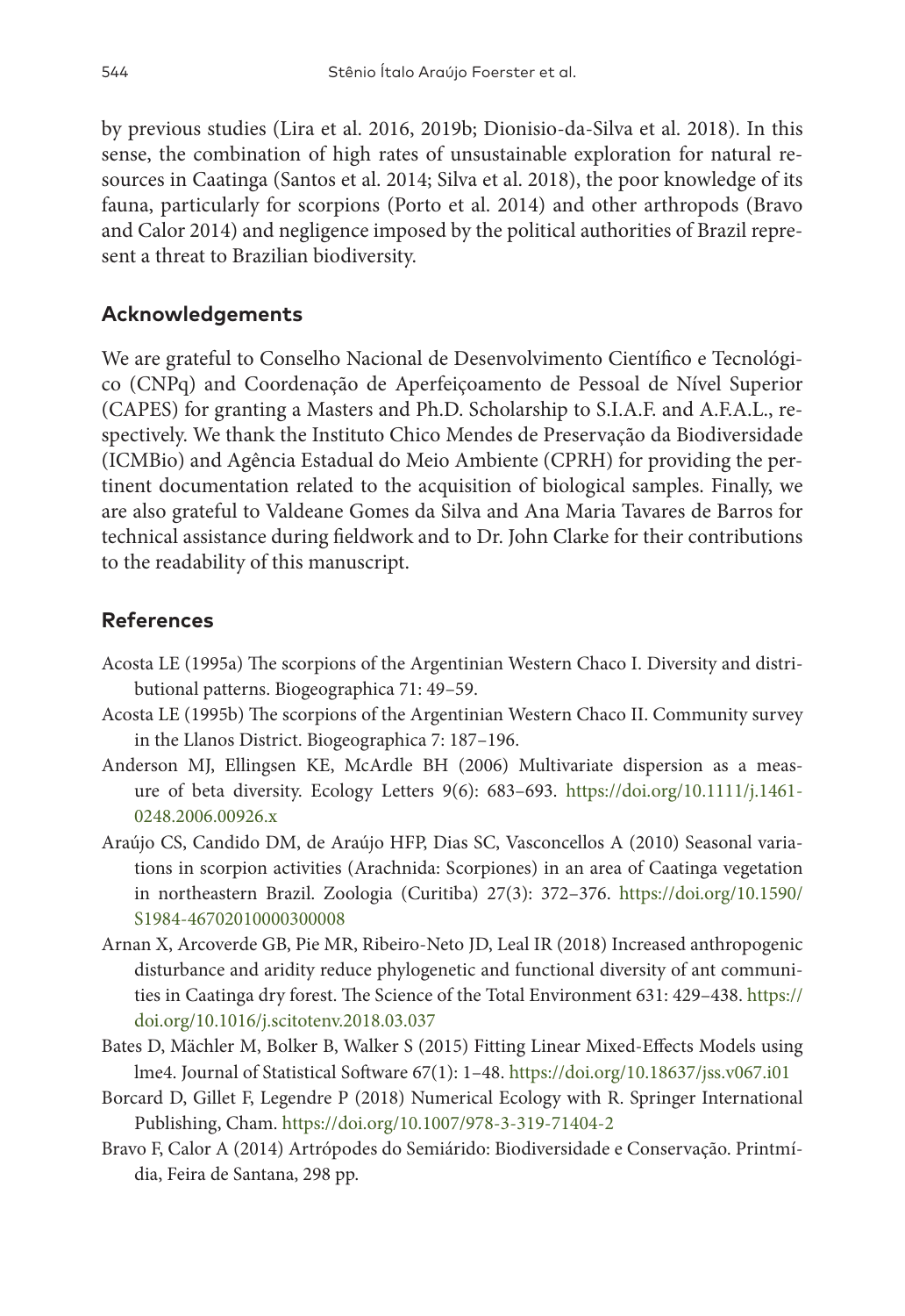by previous studies (Lira et al. 2016, 2019b; Dionisio-da-Silva et al. 2018). In this sense, the combination of high rates of unsustainable exploration for natural resources in Caatinga (Santos et al. 2014; Silva et al. 2018), the poor knowledge of its fauna, particularly for scorpions (Porto et al. 2014) and other arthropods (Bravo and Calor 2014) and negligence imposed by the political authorities of Brazil represent a threat to Brazilian biodiversity.

## Acknowledgements

We are grateful to Conselho Nacional de Desenvolvimento Científico e Tecnológico (CNPq) and Coordenação de Aperfeiçoamento de Pessoal de Nível Superior (CAPES) for granting a Masters and Ph.D. Scholarship to S.I.A.F. and A.F.A.L., respectively. We thank the Instituto Chico Mendes de Preservação da Biodiversidade (ICMBio) and Agência Estadual do Meio Ambiente (CPRH) for providing the pertinent documentation related to the acquisition of biological samples. Finally, we are also grateful to Valdeane Gomes da Silva and Ana Maria Tavares de Barros for technical assistance during fieldwork and to Dr. John Clarke for their contributions to the readability of this manuscript.

## References

Acosta LE (1995a) The scorpions of the Argentinian Western Chaco I. Diversity and distributional patterns. Biogeographica 71: 49–59.

Acosta LE (1995b) The scorpions of the Argentinian Western Chaco II. Community survey in the Llanos District. Biogeographica 7: 187–196.

Anderson MJ, Ellingsen KE, McArdle BH (2006) Multivariate dispersion as a measure of beta diversity. Ecology Letters 9(6): 683–693. https://doi.org/10.1111/j.1461-0248.2006.00926.x

Araújo CS, Candido DM, de Araújo HFP, Dias SC, Vasconcellos A (2010) Seasonal variations in scorpion activities (Arachnida: Scorpiones) in an area of Caatinga vegetation in northeastern Brazil. Zoologia (Curitiba) 27(3): 372–376. https://doi.org/10.1590/S1984-46702010000300008

Arnan X, Arcoverde GB, Pie MR, Ribeiro-Neto JD, Leal IR (2018) Increased anthropogenic disturbance and aridity reduce phylogenetic and functional diversity of ant communities in Caatinga dry forest. The Science of the Total Environment 631: 429–438. https://doi.org/10.1016/j.scitotenv.2018.03.037

Bates D, Mächler M, Bolker B, Walker S (2015) Fitting Linear Mixed-Effects Models using lme4. Journal of Statistical Software 67(1): 1–48. https://doi.org/10.18637/jss.v067.i01

Borcard D, Gillet F, Legendre P (2018) Numerical Ecology with R. Springer International Publishing, Cham. https://doi.org/10.1007/978-3-319-71404-2

Bravo F, Calor A (2014) Artrópodes do Semiárido: Biodiversidade e Conservação. Printmídia, Feira de Santana, 298 pp.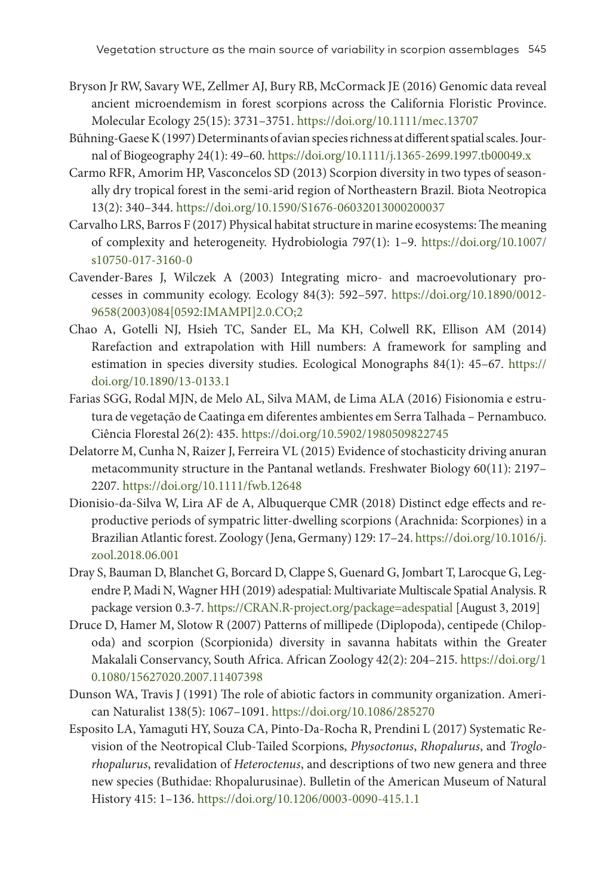Bryson Jr RW, Savary WE, Zellmer AJ, Bury RB, McCormack JE (2016) Genomic data reveal ancient microendemism in forest scorpions across the California Floristic Province. Molecular Ecology 25(15): 3731–3751. https://doi.org/10.1111/mec.13707

Būhning-Gaese K (1997) Determinants of avian species richness at different spatial scales. Journal of Biogeography 24(1): 49–60. https://doi.org/10.1111/j.1365-2699.1997.tb00049.x

Carmo RFR, Amorim HP, Vasconcelos SD (2013) Scorpion diversity in two types of seasonally dry tropical forest in the semi-arid region of Northeastern Brazil. Biota Neotropica 13(2): 340–344. https://doi.org/10.1590/S1676-06032013000200037

Carvalho LRS, Barros F (2017) Physical habitat structure in marine ecosystems: The meaning of complexity and heterogeneity. Hydrobiologia 797(1): 1–9. https://doi.org/10.1007/s10750-017-3160-0

Cavender-Bares J, Wilczek A (2003) Integrating micro- and macroevolutionary processes in community ecology. Ecology 84(3): 592–597. https://doi.org/10.1890/0012-9658(2003)084[0592:IMAMPI]2.0.CO;2

Chao A, Gotelli NJ, Hsieh TC, Sander EL, Ma KH, Colwell RK, Ellison AM (2014) Rarefaction and extrapolation with Hill numbers: A framework for sampling and estimation in species diversity studies. Ecological Monographs 84(1): 45–67. https://doi.org/10.1890/13-0133.1

Farias SGG, Rodal MJN, de Melo AL, Silva MAM, de Lima ALA (2016) Fisionomia e estrutura de vegetação de Caatinga em diferentes ambientes em Serra Talhada – Pernambuco. Ciência Florestal 26(2): 435. https://doi.org/10.5902/1980509822745

Delatorre M, Cunha N, Raizer J, Ferreira VL (2015) Evidence of stochasticity driving anuran metacommunity structure in the Pantanal wetlands. Freshwater Biology 60(11): 2197–2207. https://doi.org/10.1111/fwb.12648

Dionisio-da-Silva W, Lira AF de A, Albuquerque CMR (2018) Distinct edge effects and reproductive periods of sympatric litter-dwelling scorpions (Arachnida: Scorpiones) in a Brazilian Atlantic forest. Zoology (Jena, Germany) 129: 17–24. https://doi.org/10.1016/j.zool.2018.06.001

Dray S, Bauman D, Blanchet G, Borcard D, Clappe S, Guenard G, Jombart T, Larocque G, Legendre P, Madi N, Wagner HH (2019) adespatial: Multivariate Multiscale Spatial Analysis. R package version 0.3-7. https://CRAN.R-project.org/package=adespatial [August 3, 2019]

Druce D, Hamer M, Slotow R (2007) Patterns of millipede (Diplopoda), centipede (Chilopoda) and scorpion (Scorpionida) diversity in savanna habitats within the Greater Makalali Conservancy, South Africa. African Zoology 42(2): 204–215. https://doi.org/10.1080/15627020.2007.11407398

Dunson WA, Travis J (1991) The role of abiotic factors in community organization. American Naturalist 138(5): 1067–1091. https://doi.org/10.1086/285270

Esposito LA, Yamaguti HY, Souza CA, Pinto-Da-Rocha R, Prendini L (2017) Systematic Revision of the Neotropical Club-Tailed Scorpions, *Physoctonus*, *Rhopalurus*, and *Troglorhopalurus*, revalidation of *Heteroctenus*, and descriptions of two new genera and three new species (Buthidae: Rhopalurusinae). Bulletin of the American Museum of Natural History 415: 1–136. https://doi.org/10.1206/0003-0090-415.1.1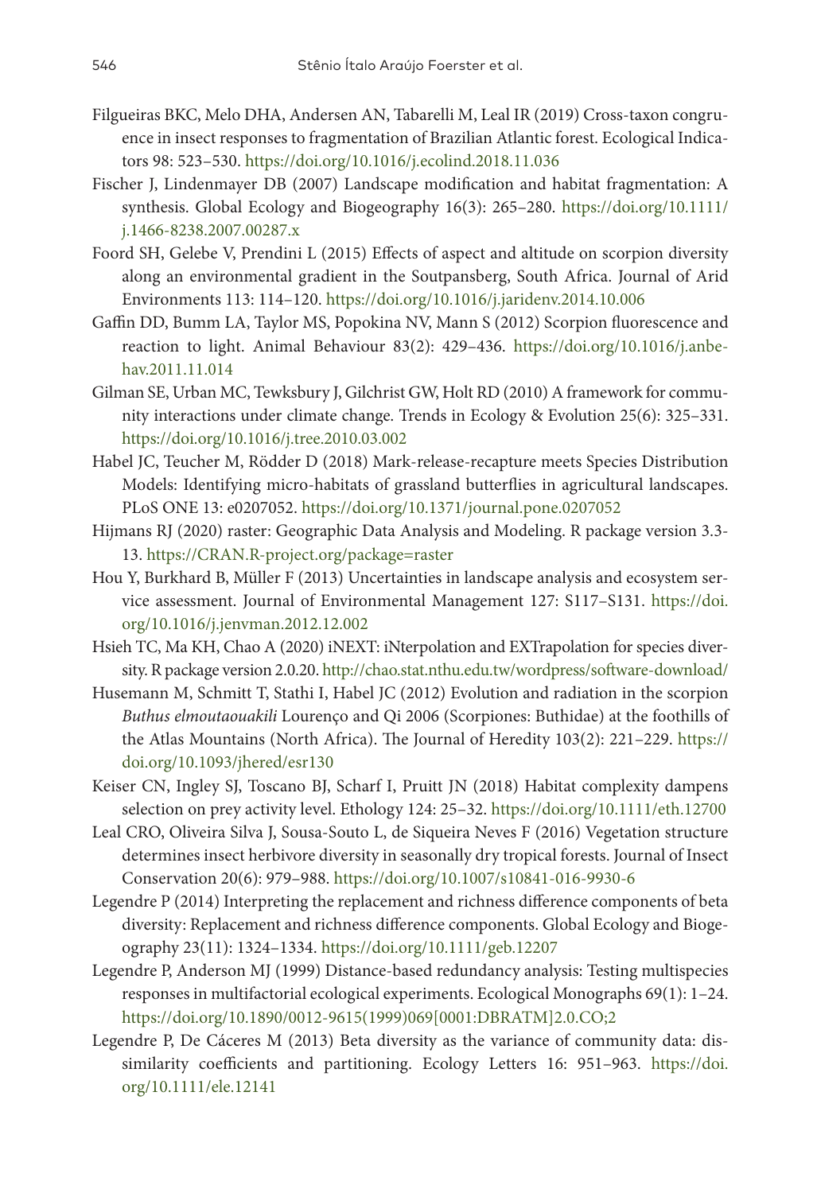Filgueiras BKC, Melo DHA, Andersen AN, Tabarelli M, Leal IR (2019) Cross-taxon congruence in insect responses to fragmentation of Brazilian Atlantic forest. Ecological Indicators 98: 523–530. https://doi.org/10.1016/j.ecolind.2018.11.036

Fischer J, Lindenmayer DB (2007) Landscape modification and habitat fragmentation: A synthesis. Global Ecology and Biogeography 16(3): 265–280. https://doi.org/10.1111/j.1466-8238.2007.00287.x

Foord SH, Gelebe V, Prendini L (2015) Effects of aspect and altitude on scorpion diversity along an environmental gradient in the Soutpansberg, South Africa. Journal of Arid Environments 113: 114–120. https://doi.org/10.1016/j.jaridenv.2014.10.006

Gaffin DD, Bumm LA, Taylor MS, Popokina NV, Mann S (2012) Scorpion fluorescence and reaction to light. Animal Behaviour 83(2): 429–436. https://doi.org/10.1016/j.anbehav.2011.11.014

Gilman SE, Urban MC, Tewksbury J, Gilchrist GW, Holt RD (2010) A framework for community interactions under climate change. Trends in Ecology & Evolution 25(6): 325–331. https://doi.org/10.1016/j.tree.2010.03.002

Habel JC, Teucher M, Rödder D (2018) Mark-release-recapture meets Species Distribution Models: Identifying micro-habitats of grassland butterflies in agricultural landscapes. PLoS ONE 13: e0207052. https://doi.org/10.1371/journal.pone.0207052

Hijmans RJ (2020) raster: Geographic Data Analysis and Modeling. R package version 3.3-13. https://CRAN.R-project.org/package=raster

Hou Y, Burkhard B, Müller F (2013) Uncertainties in landscape analysis and ecosystem service assessment. Journal of Environmental Management 127: S117–S131. https://doi.org/10.1016/j.jenvman.2012.12.002

Hsieh TC, Ma KH, Chao A (2020) iNEXT: iNterpolation and EXTrapolation for species diversity. R package version 2.0.20. http://chao.stat.nthu.edu.tw/wordpress/software-download/

Husemann M, Schmitt T, Stathi I, Habel JC (2012) Evolution and radiation in the scorpion *Buthus elmoutaouakili* Lourenço and Qi 2006 (Scorpiones: Buthidae) at the foothills of the Atlas Mountains (North Africa). The Journal of Heredity 103(2): 221–229. https://doi.org/10.1093/jhered/esr130

Keiser CN, Ingley SJ, Toscano BJ, Scharf I, Pruitt JN (2018) Habitat complexity dampens selection on prey activity level. Ethology 124: 25–32. https://doi.org/10.1111/eth.12700

Leal CRO, Oliveira Silva J, Sousa-Souto L, de Siqueira Neves F (2016) Vegetation structure determines insect herbivore diversity in seasonally dry tropical forests. Journal of Insect Conservation 20(6): 979–988. https://doi.org/10.1007/s10841-016-9930-6

Legendre P (2014) Interpreting the replacement and richness difference components of beta diversity: Replacement and richness difference components. Global Ecology and Biogeography 23(11): 1324–1334. https://doi.org/10.1111/geb.12207

Legendre P, Anderson MJ (1999) Distance-based redundancy analysis: Testing multispecies responses in multifactorial ecological experiments. Ecological Monographs 69(1): 1–24. https://doi.org/10.1890/0012-9615(1999)069[0001:DBRATM]2.0.CO;2

Legendre P, De Cáceres M (2013) Beta diversity as the variance of community data: dissimilarity coefficients and partitioning. Ecology Letters 16: 951–963. https://doi.org/10.1111/ele.12141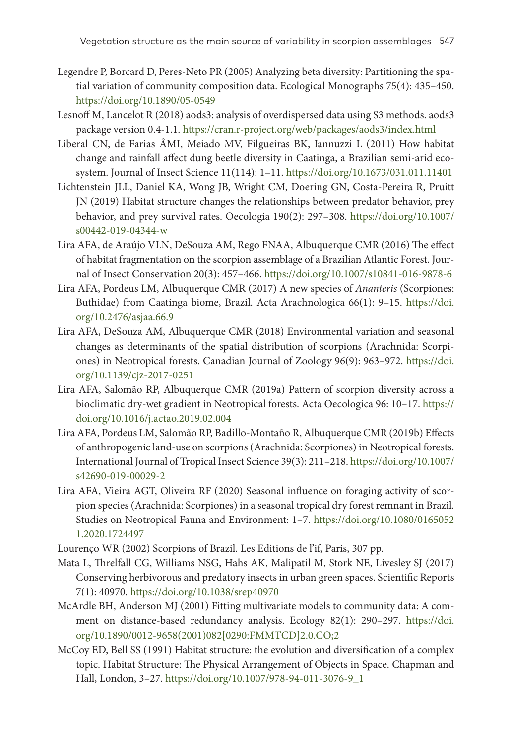Legendre P, Borcard D, Peres-Neto PR (2005) Analyzing beta diversity: Partitioning the spatial variation of community composition data. Ecological Monographs 75(4): 435–450. https://doi.org/10.1890/05-0549

Lesnoff M, Lancelot R (2018) aods3: analysis of overdispersed data using S3 methods. aods3 package version 0.4-1.1. https://cran.r-project.org/web/packages/aods3/index.html

Liberal CN, de Farias ÂMI, Meiado MV, Filgueiras BK, Iannuzzi L (2011) How habitat change and rainfall affect dung beetle diversity in Caatinga, a Brazilian semi-arid ecosystem. Journal of Insect Science 11(114): 1–11. https://doi.org/10.1673/031.011.11401

Lichtenstein JLL, Daniel KA, Wong JB, Wright CM, Doering GN, Costa-Pereira R, Pruitt JN (2019) Habitat structure changes the relationships between predator behavior, prey behavior, and prey survival rates. Oecologia 190(2): 297–308. https://doi.org/10.1007/s00442-019-04344-w

Lira AFA, de Araújo VLN, DeSouza AM, Rego FNAA, Albuquerque CMR (2016) The effect of habitat fragmentation on the scorpion assemblage of a Brazilian Atlantic Forest. Journal of Insect Conservation 20(3): 457–466. https://doi.org/10.1007/s10841-016-9878-6

Lira AFA, Pordeus LM, Albuquerque CMR (2017) A new species of *Ananteris* (Scorpiones: Buthidae) from Caatinga biome, Brazil. Acta Arachnologica 66(1): 9–15. https://doi.org/10.2476/asjaa.66.9

Lira AFA, DeSouza AM, Albuquerque CMR (2018) Environmental variation and seasonal changes as determinants of the spatial distribution of scorpions (Arachnida: Scorpiones) in Neotropical forests. Canadian Journal of Zoology 96(9): 963–972. https://doi.org/10.1139/cjz-2017-0251

Lira AFA, Salomão RP, Albuquerque CMR (2019a) Pattern of scorpion diversity across a bioclimatic dry-wet gradient in Neotropical forests. Acta Oecologica 96: 10–17. https://doi.org/10.1016/j.actao.2019.02.004

Lira AFA, Pordeus LM, Salomão RP, Badillo-Montaño R, Albuquerque CMR (2019b) Effects of anthropogenic land-use on scorpions (Arachnida: Scorpiones) in Neotropical forests. International Journal of Tropical Insect Science 39(3): 211–218. https://doi.org/10.1007/s42690-019-00029-2

Lira AFA, Vieira AGT, Oliveira RF (2020) Seasonal influence on foraging activity of scorpion species (Arachnida: Scorpiones) in a seasonal tropical dry forest remnant in Brazil. Studies on Neotropical Fauna and Environment: 1–7. https://doi.org/10.1080/01650521.2020.1724497

Lourenço WR (2002) Scorpions of Brazil. Les Editions de l'if, Paris, 307 pp.

Mata L, Threlfall CG, Williams NSG, Hahs AK, Malipatil M, Stork NE, Livesley SJ (2017) Conserving herbivorous and predatory insects in urban green spaces. Scientific Reports 7(1): 40970. https://doi.org/10.1038/srep40970

McArdle BH, Anderson MJ (2001) Fitting multivariate models to community data: A comment on distance-based redundancy analysis. Ecology 82(1): 290–297. https://doi.org/10.1890/0012-9658(2001)082[0290:FMMTCD]2.0.CO;2

McCoy ED, Bell SS (1991) Habitat structure: the evolution and diversification of a complex topic. Habitat Structure: The Physical Arrangement of Objects in Space. Chapman and Hall, London, 3–27. https://doi.org/10.1007/978-94-011-3076-9_1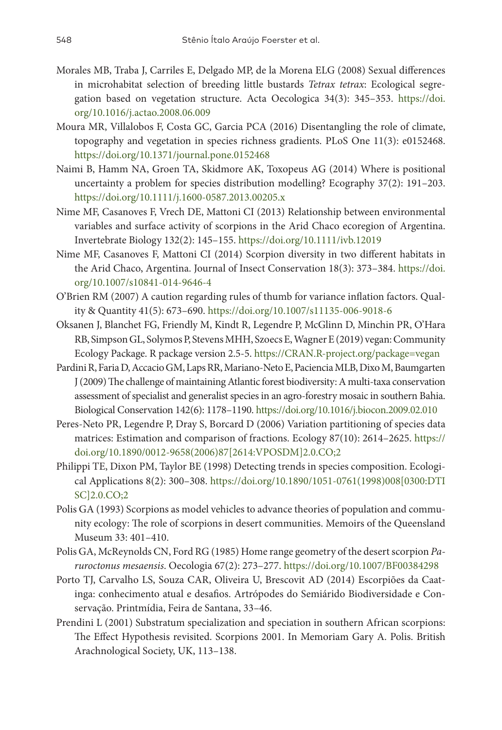Morales MB, Traba J, Carriles E, Delgado MP, de la Morena ELG (2008) Sexual differences in microhabitat selection of breeding little bustards *Tetrax tetrax*: Ecological segregation based on vegetation structure. Acta Oecologica 34(3): 345–353. https://doi.org/10.1016/j.actao.2008.06.009

Moura MR, Villalobos F, Costa GC, Garcia PCA (2016) Disentangling the role of climate, topography and vegetation in species richness gradients. PLoS One 11(3): e0152468. https://doi.org/10.1371/journal.pone.0152468

Naimi B, Hamm NA, Groen TA, Skidmore AK, Toxopeus AG (2014) Where is positional uncertainty a problem for species distribution modelling? Ecography 37(2): 191–203. https://doi.org/10.1111/j.1600-0587.2013.00205.x

Nime MF, Casanoves F, Vrech DE, Mattoni CI (2013) Relationship between environmental variables and surface activity of scorpions in the Arid Chaco ecoregion of Argentina. Invertebrate Biology 132(2): 145–155. https://doi.org/10.1111/ivb.12019

Nime MF, Casanoves F, Mattoni CI (2014) Scorpion diversity in two different habitats in the Arid Chaco, Argentina. Journal of Insect Conservation 18(3): 373–384. https://doi.org/10.1007/s10841-014-9646-4

O'Brien RM (2007) A caution regarding rules of thumb for variance inflation factors. Quality & Quantity 41(5): 673–690. https://doi.org/10.1007/s11135-006-9018-6

Oksanen J, Blanchet FG, Friendly M, Kindt R, Legendre P, McGlinn D, Minchin PR, O'Hara RB, Simpson GL, Solymos P, Stevens MHH, Szoecs E, Wagner E (2019) vegan: Community Ecology Package. R package version 2.5-5. https://CRAN.R-project.org/package=vegan

Pardini R, Faria D, Accacio GM, Laps RR, Mariano-Neto E, Paciencia MLB, Dixo M, Baumgarten J (2009) The challenge of maintaining Atlantic forest biodiversity: A multi-taxa conservation assessment of specialist and generalist species in an agro-forestry mosaic in southern Bahia. Biological Conservation 142(6): 1178–1190. https://doi.org/10.1016/j.biocon.2009.02.010

Peres-Neto PR, Legendre P, Dray S, Borcard D (2006) Variation partitioning of species data matrices: Estimation and comparison of fractions. Ecology 87(10): 2614–2625. https://doi.org/10.1890/0012-9658(2006)87[2614:VPOSDM]2.0.CO;2

Philippi TE, Dixon PM, Taylor BE (1998) Detecting trends in species composition. Ecological Applications 8(2): 300–308. https://doi.org/10.1890/1051-0761(1998)008[0300:DTISC]2.0.CO;2

Polis GA (1993) Scorpions as model vehicles to advance theories of population and community ecology: The role of scorpions in desert communities. Memoirs of the Queensland Museum 33: 401–410.

Polis GA, McReynolds CN, Ford RG (1985) Home range geometry of the desert scorpion *Paruroctonus mesaensis*. Oecologia 67(2): 273–277. https://doi.org/10.1007/BF00384298

Porto TJ, Carvalho LS, Souza CAR, Oliveira U, Brescovit AD (2014) Escorpiões da Caatinga: conhecimento atual e desafios. Artrópodes do Semiárido Biodiversidade e Conservação. Printmídia, Feira de Santana, 33–46.

Prendini L (2001) Substratum specialization and speciation in southern African scorpions: The Effect Hypothesis revisited. Scorpions 2001. In Memoriam Gary A. Polis. British Arachnological Society, UK, 113–138.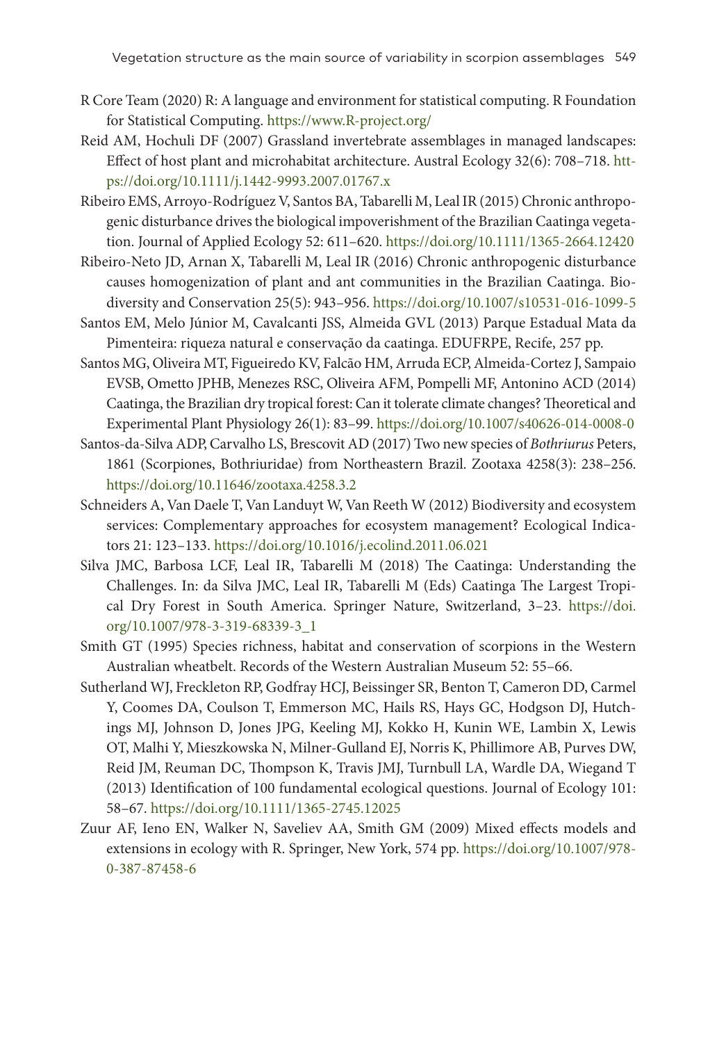R Core Team (2020) R: A language and environment for statistical computing. R Foundation for Statistical Computing. https://www.R-project.org/

Reid AM, Hochuli DF (2007) Grassland invertebrate assemblages in managed landscapes: Effect of host plant and microhabitat architecture. Austral Ecology 32(6): 708–718. https://doi.org/10.1111/j.1442-9993.2007.01767.x

Ribeiro EMS, Arroyo-Rodríguez V, Santos BA, Tabarelli M, Leal IR (2015) Chronic anthropogenic disturbance drives the biological impoverishment of the Brazilian Caatinga vegetation. Journal of Applied Ecology 52: 611–620. https://doi.org/10.1111/1365-2664.12420

Ribeiro-Neto JD, Arnan X, Tabarelli M, Leal IR (2016) Chronic anthropogenic disturbance causes homogenization of plant and ant communities in the Brazilian Caatinga. Biodiversity and Conservation 25(5): 943–956. https://doi.org/10.1007/s10531-016-1099-5

Santos EM, Melo Júnior M, Cavalcanti JSS, Almeida GVL (2013) Parque Estadual Mata da Pimenteira: riqueza natural e conservação da caatinga. EDUFRPE, Recife, 257 pp.

Santos MG, Oliveira MT, Figueiredo KV, Falcão HM, Arruda ECP, Almeida-Cortez J, Sampaio EVSB, Ometto JPHB, Menezes RSC, Oliveira AFM, Pompelli MF, Antonino ACD (2014) Caatinga, the Brazilian dry tropical forest: Can it tolerate climate changes? Theoretical and Experimental Plant Physiology 26(1): 83–99. https://doi.org/10.1007/s40626-014-0008-0

Santos-da-Silva ADP, Carvalho LS, Brescovit AD (2017) Two new species of *Bothriurus* Peters, 1861 (Scorpiones, Bothriuridae) from Northeastern Brazil. Zootaxa 4258(3): 238–256. https://doi.org/10.11646/zootaxa.4258.3.2

Schneiders A, Van Daele T, Van Landuyt W, Van Reeth W (2012) Biodiversity and ecosystem services: Complementary approaches for ecosystem management? Ecological Indicators 21: 123–133. https://doi.org/10.1016/j.ecolind.2011.06.021

Silva JMC, Barbosa LCF, Leal IR, Tabarelli M (2018) The Caatinga: Understanding the Challenges. In: da Silva JMC, Leal IR, Tabarelli M (Eds) Caatinga The Largest Tropical Dry Forest in South America. Springer Nature, Switzerland, 3–23. https://doi.org/10.1007/978-3-319-68339-3_1

Smith GT (1995) Species richness, habitat and conservation of scorpions in the Western Australian wheatbelt. Records of the Western Australian Museum 52: 55–66.

Sutherland WJ, Freckleton RP, Godfray HCJ, Beissinger SR, Benton T, Cameron DD, Carmel Y, Coomes DA, Coulson T, Emmerson MC, Hails RS, Hays GC, Hodgson DJ, Hutchings MJ, Johnson D, Jones JPG, Keeling MJ, Kokko H, Kunin WE, Lambin X, Lewis OT, Malhi Y, Mieszkowska N, Milner-Gulland EJ, Norris K, Phillimore AB, Purves DW, Reid JM, Reuman DC, Thompson K, Travis JMJ, Turnbull LA, Wardle DA, Wiegand T (2013) Identification of 100 fundamental ecological questions. Journal of Ecology 101: 58–67. https://doi.org/10.1111/1365-2745.12025

Zuur AF, Ieno EN, Walker N, Saveliev AA, Smith GM (2009) Mixed effects models and extensions in ecology with R. Springer, New York, 574 pp. https://doi.org/10.1007/978-0-387-87458-6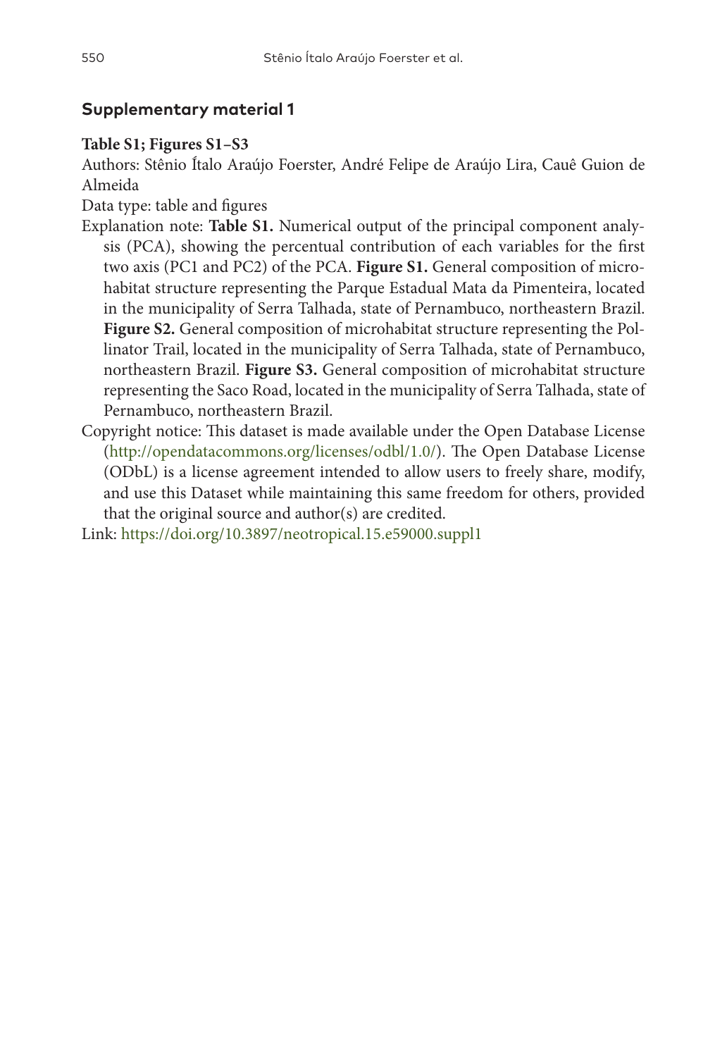## Supplementary material 1

**Table S1; Figures S1–S3**

Authors: Stênio Ítalo Araújo Foerster, André Felipe de Araújo Lira, Cauê Guion de Almeida

Data type: table and figures

Explanation note: **Table S1.** Numerical output of the principal component analysis (PCA), showing the percentual contribution of each variables for the first two axis (PC1 and PC2) of the PCA. **Figure S1.** General composition of microhabitat structure representing the Parque Estadual Mata da Pimenteira, located in the municipality of Serra Talhada, state of Pernambuco, northeastern Brazil. **Figure S2.** General composition of microhabitat structure representing the Pollinator Trail, located in the municipality of Serra Talhada, state of Pernambuco, northeastern Brazil. **Figure S3.** General composition of microhabitat structure representing the Saco Road, located in the municipality of Serra Talhada, state of Pernambuco, northeastern Brazil.

Copyright notice: This dataset is made available under the Open Database License (http://opendatacommons.org/licenses/odbl/1.0/). The Open Database License (ODbL) is a license agreement intended to allow users to freely share, modify, and use this Dataset while maintaining this same freedom for others, provided that the original source and author(s) are credited.

Link: https://doi.org/10.3897/neotropical.15.e59000.suppl1